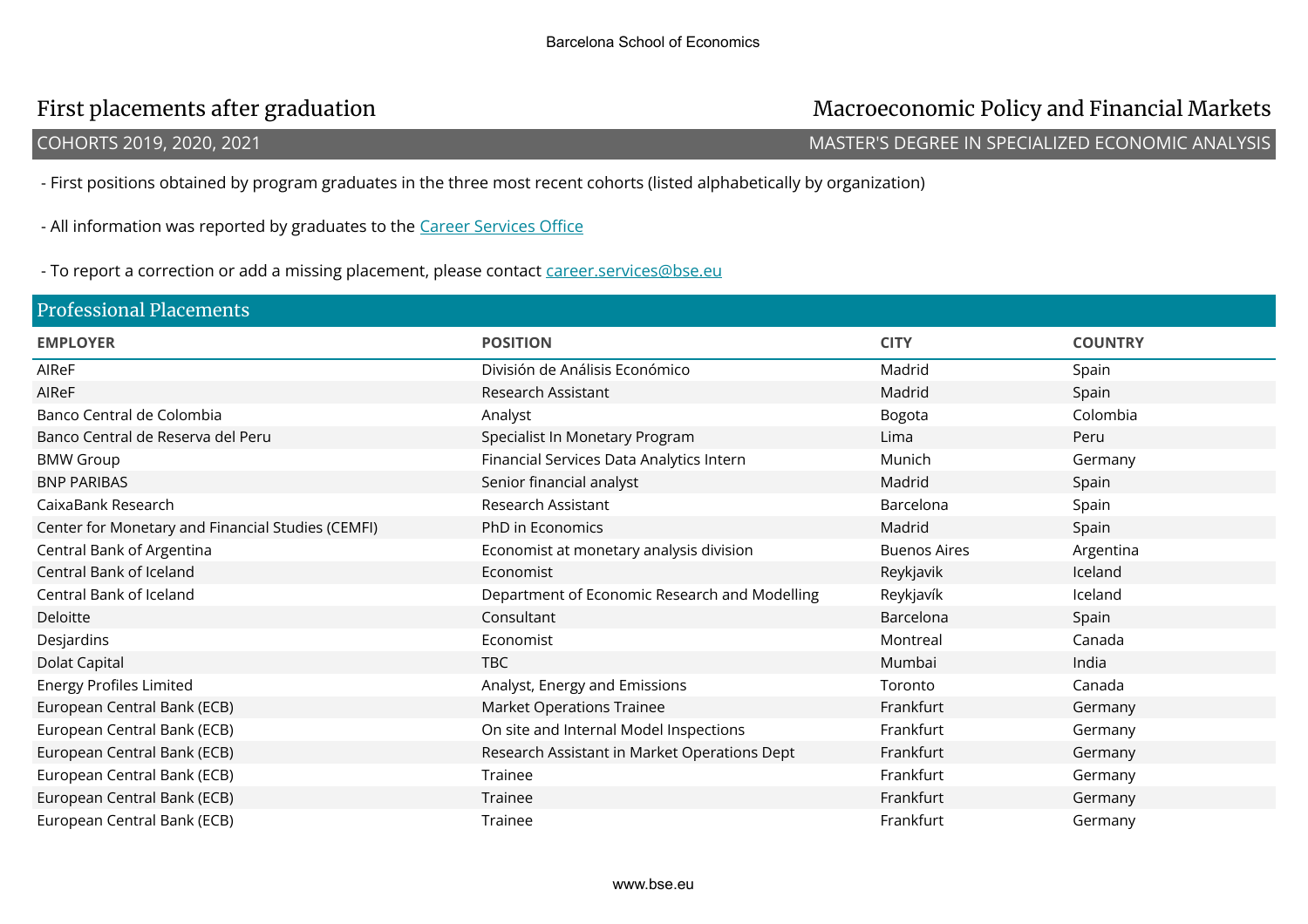Barcelona School of Economics

# First placements after graduation

# Macroeconomic Policy and Financial Markets

COHORTS 2019, 2020, 2021

MASTER'S DEGREE IN SPECIALIZED ECONOMIC ANALYSIS

- First positions obtained by program graduates in the three most recent cohorts (listed alphabetically by organization)

- All information was reported by graduates to the [Career Services Office](#)

- To report a correction or add a missing placement, please contact [career.services@bse.eu](mailto:career.services@bse.eu)

## Professional Placements

| EMPLOYER | POSITION | CITY | COUNTRY |
|---|---|---|---|
| AIReF | División de Análisis Económico | Madrid | Spain |
| AIReF | Research Assistant | Madrid | Spain |
| Banco Central de Colombia | Analyst | Bogota | Colombia |
| Banco Central de Reserva del Peru | Specialist In Monetary Program | Lima | Peru |
| BMW Group | Financial Services Data Analytics Intern | Munich | Germany |
| BNP PARIBAS | Senior financial analyst | Madrid | Spain |
| CaixaBank Research | Research Assistant | Barcelona | Spain |
| Center for Monetary and Financial Studies (CEMFI) | PhD in Economics | Madrid | Spain |
| Central Bank of Argentina | Economist at monetary analysis division | Buenos Aires | Argentina |
| Central Bank of Iceland | Economist | Reykjavik | Iceland |
| Central Bank of Iceland | Department of Economic Research and Modelling | Reykjavík | Iceland |
| Deloitte | Consultant | Barcelona | Spain |
| Desjardins | Economist | Montreal | Canada |
| Dolat Capital | TBC | Mumbai | India |
| Energy Profiles Limited | Analyst, Energy and Emissions | Toronto | Canada |
| European Central Bank (ECB) | Market Operations Trainee | Frankfurt | Germany |
| European Central Bank (ECB) | On site and Internal Model Inspections | Frankfurt | Germany |
| European Central Bank (ECB) | Research Assistant in Market Operations Dept | Frankfurt | Germany |
| European Central Bank (ECB) | Trainee | Frankfurt | Germany |
| European Central Bank (ECB) | Trainee | Frankfurt | Germany |
| European Central Bank (ECB) | Trainee | Frankfurt | Germany |

www.bse.eu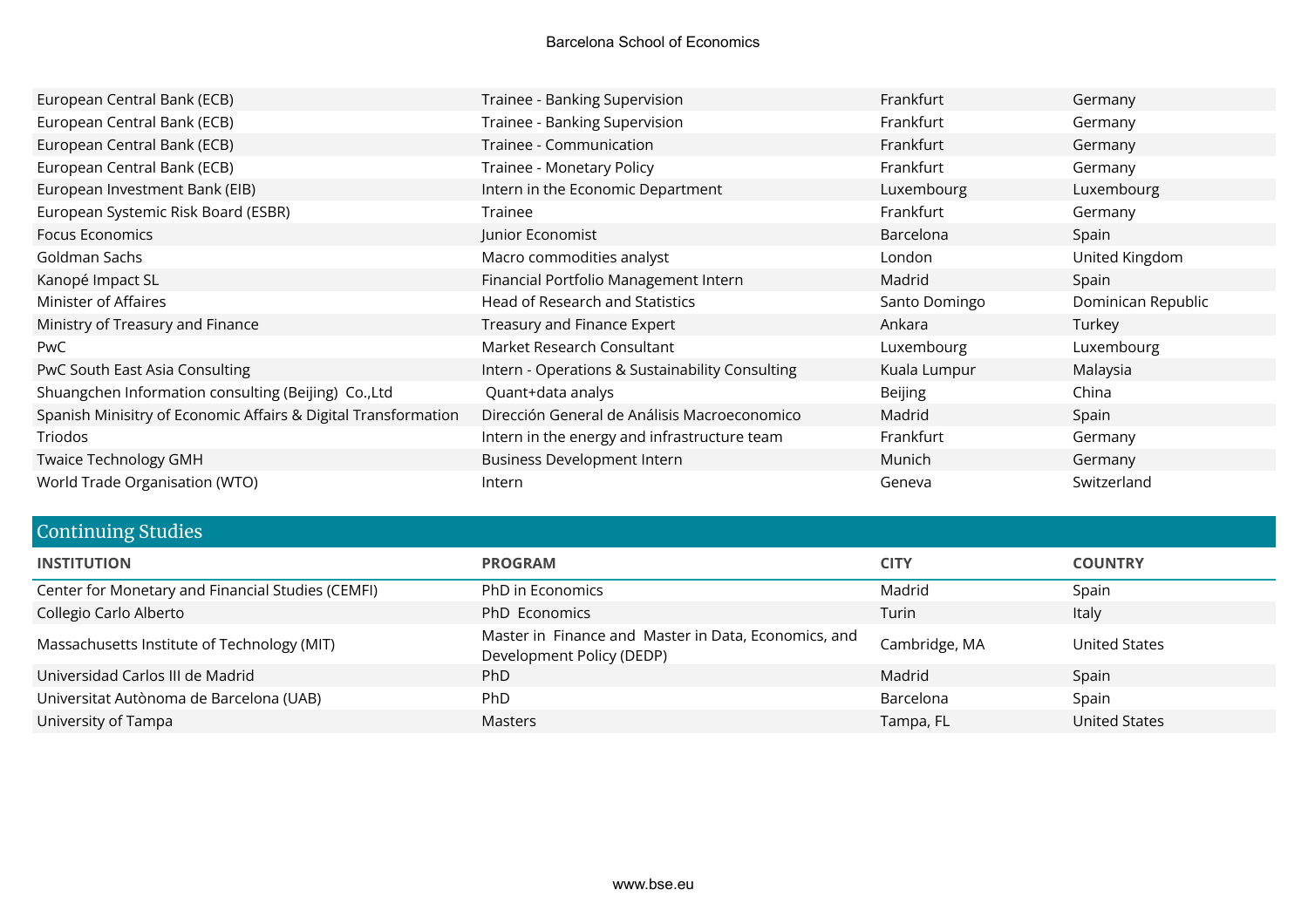| | | | |
|---|---|---|---|
| European Central Bank (ECB) | Trainee - Banking Supervision | Frankfurt | Germany |
| European Central Bank (ECB) | Trainee - Banking Supervision | Frankfurt | Germany |
| European Central Bank (ECB) | Trainee - Communication | Frankfurt | Germany |
| European Central Bank (ECB) | Trainee - Monetary Policy | Frankfurt | Germany |
| European Investment Bank (EIB) | Intern in the Economic Department | Luxembourg | Luxembourg |
| European Systemic Risk Board (ESBR) | Trainee | Frankfurt | Germany |
| Focus Economics | Junior Economist | Barcelona | Spain |
| Goldman Sachs | Macro commodities analyst | London | United Kingdom |
| Kanopé Impact SL | Financial Portfolio Management Intern | Madrid | Spain |
| Minister of Affaires | Head of Research and Statistics | Santo Domingo | Dominican Republic |
| Ministry of Treasury and Finance | Treasury and Finance Expert | Ankara | Turkey |
| PwC | Market Research Consultant | Luxembourg | Luxembourg |
| PwC South East Asia Consulting | Intern - Operations & Sustainability Consulting | Kuala Lumpur | Malaysia |
| Shuangchen Information consulting (Beijing) Co.,Ltd | Quant+data analys | Beijing | China |
| Spanish Minisitry of Economic Affairs & Digital Transformation | Dirección General de Análisis Macroeconomico | Madrid | Spain |
| Triodos | Intern in the energy and infrastructure team | Frankfurt | Germany |
| Twaice Technology GMH | Business Development Intern | Munich | Germany |
| World Trade Organisation (WTO) | Intern | Geneva | Switzerland |

## Continuing Studies

| INSTITUTION | PROGRAM | CITY | COUNTRY |
|---|---|---|---|
| Center for Monetary and Financial Studies (CEMFI) | PhD in Economics | Madrid | Spain |
| Collegio Carlo Alberto | PhD Economics | Turin | Italy |
| Massachusetts Institute of Technology (MIT) | Master in Finance and Master in Data, Economics, and Development Policy (DEDP) | Cambridge, MA | United States |
| Universidad Carlos III de Madrid | PhD | Madrid | Spain |
| Universitat Autònoma de Barcelona (UAB) | PhD | Barcelona | Spain |
| University of Tampa | Masters | Tampa, FL | United States |